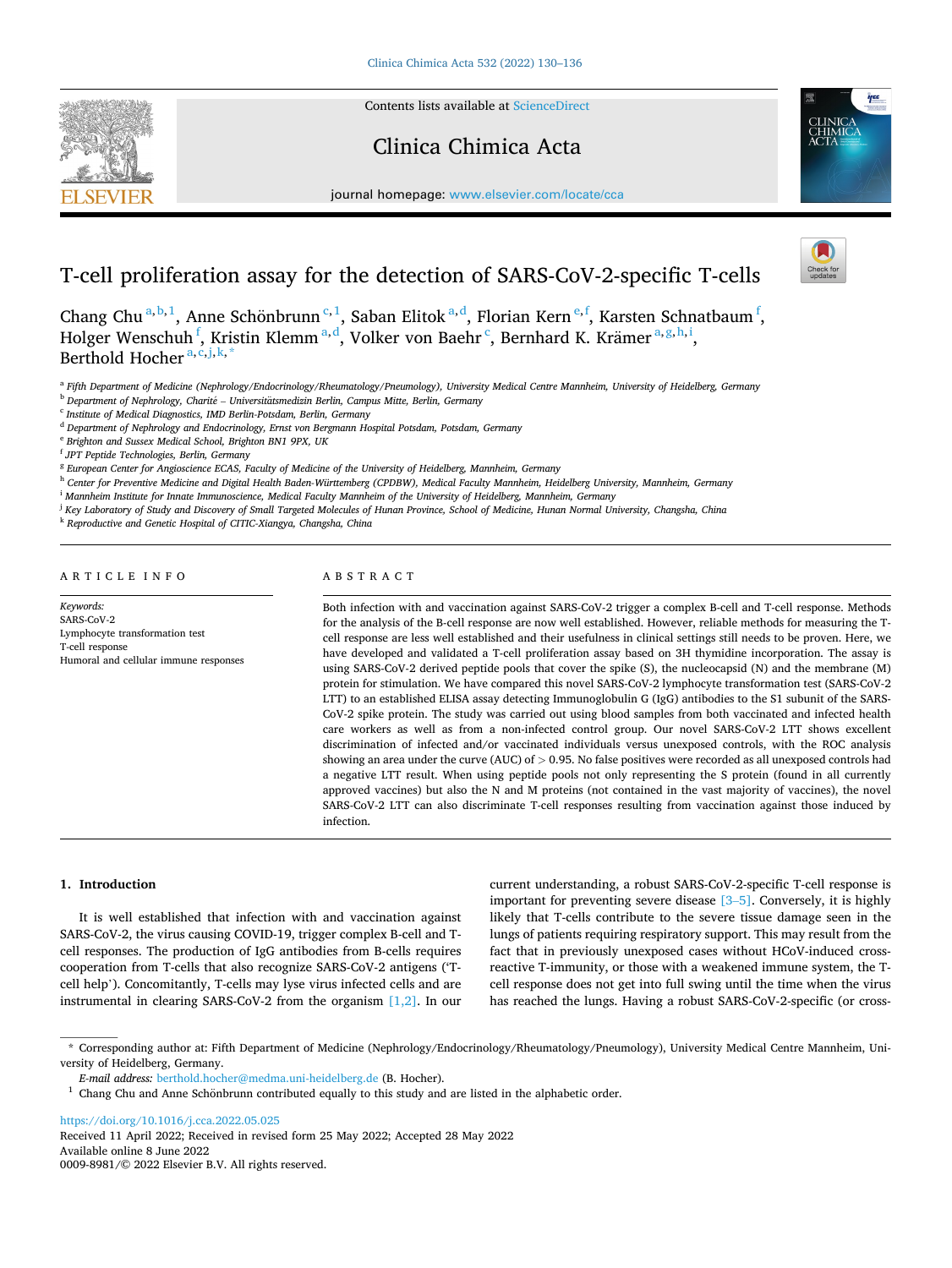# T-cell proliferation assay for the detection of SARS-CoV-2-specific T-cells

Chang Chu[a,b,1], Anne Schönbrunn[c,1], Saban Elitok[a,d], Florian Kern[e,f], Karsten Schnatbaum[f], Holger Wenschuh[f], Kristin Klemm[a,d], Volker von Baehr[c], Bernhard K. Krämer[a,g,h,i], Berthold Hocher[a,c,j,k,*]

[a] Fifth Department of Medicine (Nephrology/Endocrinology/Rheumatology/Pneumology), University Medical Centre Mannheim, University of Heidelberg, Germany
[b] Department of Nephrology, Charité – Universitätsmedizin Berlin, Campus Mitte, Berlin, Germany
[c] Institute of Medical Diagnostics, IMD Berlin-Potsdam, Berlin, Germany
[d] Department of Nephrology and Endocrinology, Ernst von Bergmann Hospital Potsdam, Potsdam, Germany
[e] Brighton and Sussex Medical School, Brighton BN1 9PX, UK
[f] JPT Peptide Technologies, Berlin, Germany
[g] European Center for Angioscience ECAS, Faculty of Medicine of the University of Heidelberg, Mannheim, Germany
[h] Center for Preventive Medicine and Digital Health Baden-Württemberg (CPDBW), Medical Faculty Mannheim, Heidelberg University, Mannheim, Germany
[i] Mannheim Institute for Innate Immunoscience, Medical Faculty Mannheim of the University of Heidelberg, Mannheim, Germany
[j] Key Laboratory of Study and Discovery of Small Targeted Molecules of Hunan Province, School of Medicine, Hunan Normal University, Changsha, China
[k] Reproductive and Genetic Hospital of CITIC-Xiangya, Changsha, China

## ARTICLE INFO

*Keywords:*
SARS-CoV-2
Lymphocyte transformation test
T-cell response
Humoral and cellular immune responses

## ABSTRACT

Both infection with and vaccination against SARS-CoV-2 trigger a complex B-cell and T-cell response. Methods for the analysis of the B-cell response are now well established. However, reliable methods for measuring the T-cell response are less well established and their usefulness in clinical settings still needs to be proven. Here, we have developed and validated a T-cell proliferation assay based on 3H thymidine incorporation. The assay is using SARS-CoV-2 derived peptide pools that cover the spike (S), the nucleocapsid (N) and the membrane (M) protein for stimulation. We have compared this novel SARS-CoV-2 lymphocyte transformation test (SARS-CoV-2 LTT) to an established ELISA assay detecting Immunoglobulin G (IgG) antibodies to the S1 subunit of the SARS-CoV-2 spike protein. The study was carried out using blood samples from both vaccinated and infected health care workers as well as from a non-infected control group. Our novel SARS-CoV-2 LTT shows excellent discrimination of infected and/or vaccinated individuals versus unexposed controls, with the ROC analysis showing an area under the curve (AUC) of > 0.95. No false positives were recorded as all unexposed controls had a negative LTT result. When using peptide pools not only representing the S protein (found in all currently approved vaccines) but also the N and M proteins (not contained in the vast majority of vaccines), the novel SARS-CoV-2 LTT can also discriminate T-cell responses resulting from vaccination against those induced by infection.

## 1. Introduction

It is well established that infection with and vaccination against SARS-CoV-2, the virus causing COVID-19, trigger complex B-cell and T-cell responses. The production of IgG antibodies from B-cells requires cooperation from T-cells that also recognize SARS-CoV-2 antigens ('T-cell help'). Concomitantly, T-cells may lyse virus infected cells and are instrumental in clearing SARS-CoV-2 from the organism [1,2]. In our current understanding, a robust SARS-CoV-2-specific T-cell response is important for preventing severe disease [3–5]. Conversely, it is highly likely that T-cells contribute to the severe tissue damage seen in the lungs of patients requiring respiratory support. This may result from the fact that in previously unexposed cases without HCoV-induced cross-reactive T-immunity, or those with a weakened immune system, the T-cell response does not get into full swing until the time when the virus has reached the lungs. Having a robust SARS-CoV-2-specific (or cross-

\* Corresponding author at: Fifth Department of Medicine (Nephrology/Endocrinology/Rheumatology/Pneumology), University Medical Centre Mannheim, University of Heidelberg, Germany.
*E-mail address:* berthold.hocher@medma.uni-heidelberg.de (B. Hocher).
[1] Chang Chu and Anne Schönbrunn contributed equally to this study and are listed in the alphabetic order.

https://doi.org/10.1016/j.cca.2022.05.025
Received 11 April 2022; Received in revised form 25 May 2022; Accepted 28 May 2022
Available online 8 June 2022
0009-8981/© 2022 Elsevier B.V. All rights reserved.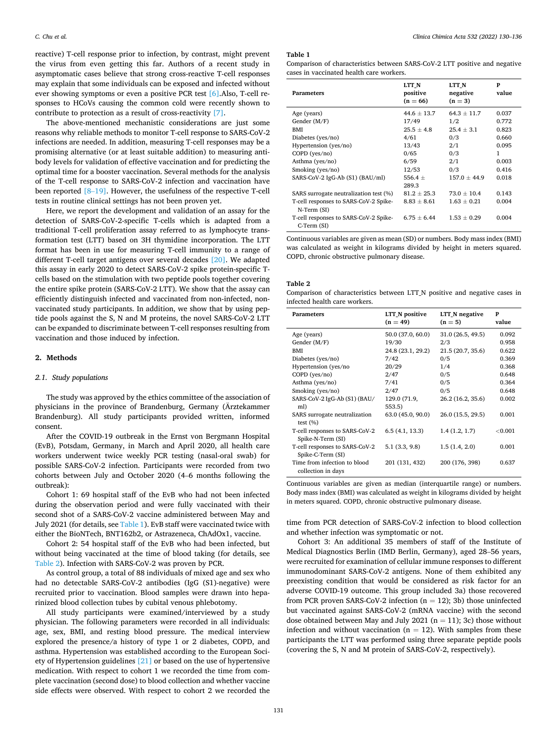reactive) T-cell response prior to infection, by contrast, might prevent the virus from even getting this far. Authors of a recent study in asymptomatic cases believe that strong cross-reactive T-cell responses may explain that some individuals can be exposed and infected without ever showing symptoms or even a positive PCR test [6].Also, T-cell responses to HCoVs causing the common cold were recently shown to contribute to protection as a result of cross-reactivity [7].

The above-mentioned mechanistic considerations are just some reasons why reliable methods to monitor T-cell response to SARS-CoV-2 infections are needed. In addition, measuring T-cell responses may be a promising alternative (or at least suitable addition) to measuring antibody levels for validation of effective vaccination and for predicting the optimal time for a booster vaccination. Several methods for the analysis of the T-cell response to SARS-CoV-2 infection and vaccination have been reported [8–19]. However, the usefulness of the respective T-cell tests in routine clinical settings has not been proven yet.

Here, we report the development and validation of an assay for the detection of SARS-CoV-2-specific T-cells which is adapted from a traditional T-cell proliferation assay referred to as lymphocyte transformation test (LTT) based on 3H thymidine incorporation. The LTT format has been in use for measuring T-cell immunity to a range of different T-cell target antigens over several decades [20]. We adapted this assay in early 2020 to detect SARS-CoV-2 spike protein-specific T-cells based on the stimulation with two peptide pools together covering the entire spike protein (SARS-CoV-2 LTT). We show that the assay can efficiently distinguish infected and vaccinated from non-infected, non-vaccinated study participants. In addition, we show that by using peptide pools against the S, N and M proteins, the novel SARS-CoV-2 LTT can be expanded to discriminate between T-cell responses resulting from vaccination and those induced by infection.

## 2. Methods

### 2.1. Study populations

The study was approved by the ethics committee of the association of physicians in the province of Brandenburg, Germany (Ärztekammer Brandenburg). All study participants provided written, informed consent.

After the COVID-19 outbreak in the Ernst von Bergmann Hospital (EvB), Potsdam, Germany, in March and April 2020, all health care workers underwent twice weekly PCR testing (nasal-oral swab) for possible SARS-CoV-2 infection. Participants were recorded from two cohorts between July and October 2020 (4–6 months following the outbreak):

Cohort 1: 69 hospital staff of the EvB who had not been infected during the observation period and were fully vaccinated with their second shot of a SARS-CoV-2 vaccine administered between May and July 2021 (for details, see Table 1). EvB staff were vaccinated twice with either the BioNTech, BNT162b2, or Astrazeneca, ChAdOx1, vaccine.

Cohort 2: 54 hospital staff of the EvB who had been infected, but without being vaccinated at the time of blood taking (for details, see Table 2). Infection with SARS-CoV-2 was proven by PCR.

As control group, a total of 88 individuals of mixed age and sex who had no detectable SARS-CoV-2 antibodies (IgG (S1)-negative) were recruited prior to vaccination. Blood samples were drawn into heparinized blood collection tubes by cubital venous phlebotomy.

All study participants were examined/interviewed by a study physician. The following parameters were recorded in all individuals: age, sex, BMI, and resting blood pressure. The medical interview explored the presence/a history of type 1 or 2 diabetes, COPD, and asthma. Hypertension was established according to the European Society of Hypertension guidelines [21] or based on the use of hypertensive medication. With respect to cohort 1 we recorded the time from complete vaccination (second dose) to blood collection and whether vaccine side effects were observed. With respect to cohort 2 we recorded the time from PCR detection of SARS-CoV-2 infection to blood collection and whether infection was symptomatic or not.

Cohort 3: An additional 35 members of staff of the Institute of Medical Diagnostics Berlin (IMD Berlin, Germany), aged 28–56 years, were recruited for examination of cellular immune responses to different immunodominant SARS-CoV-2 antigens. None of them exhibited any preexisting condition that would be considered as risk factor for an adverse COVID-19 outcome. This group included 3a) those recovered from PCR proven SARS-CoV-2 infection (n = 12); 3b) those uninfected but vaccinated against SARS-CoV-2 (mRNA vaccine) with the second dose obtained between May and July 2021 (n = 11); 3c) those without infection and without vaccination (n = 12). With samples from these participants the LTT was performed using three separate peptide pools (covering the S, N and M protein of SARS-CoV-2, respectively).

**Table 1**
Comparison of characteristics between SARS-CoV-2 LTT positive and negative cases in vaccinated health care workers.

| Parameters | LTT_N positive (n = 66) | LTT_N negative (n = 3) | P value |
|---|---|---|---|
| Age (years) | 44.6 ± 13.7 | 64.3 ± 11.7 | 0.037 |
| Gender (M/F) | 17/49 | 1/2 | 0.772 |
| BMI | 25.5 ± 4.8 | 25.4 ± 3.1 | 0.823 |
| Diabetes (yes/no) | 4/61 | 0/3 | 0.660 |
| Hypertension (yes/no) | 13/43 | 2/1 | 0.095 |
| COPD (yes/no) | 0/65 | 0/3 | 1 |
| Asthma (yes/no) | 6/59 | 2/1 | 0.003 |
| Smoking (yes/no) | 12/53 | 0/3 | 0.416 |
| SARS-CoV-2 IgG-Ab (S1) (BAU/ml) | 556.4 ± 289.3 | 157.0 ± 44.9 | 0.018 |
| SARS surrogate neutralization test (%) | 81.2 ± 25.3 | 73.0 ± 10.4 | 0.143 |
| T-cell responses to SARS-CoV-2 Spike-N-Term (SI) | 8.83 ± 8.61 | 1.63 ± 0.21 | 0.004 |
| T-cell responses to SARS-CoV-2 Spike-C-Term (SI) | 6.75 ± 6.44 | 1.53 ± 0.29 | 0.004 |

Continuous variables are given as mean (SD) or numbers. Body mass index (BMI) was calculated as weight in kilograms divided by height in meters squared. COPD, chronic obstructive pulmonary disease.

**Table 2**
Comparison of characteristics between LTT_N positive and negative cases in infected health care workers.

| Parameters | LTT_N positive (n = 49) | LTT_N negative (n = 5) | P value |
|---|---|---|---|
| Age (years) | 50.0 (37.0, 60.0) | 31.0 (26.5, 49.5) | 0.092 |
| Gender (M/F) | 19/30 | 2/3 | 0.958 |
| BMI | 24.8 (23.1, 29.2) | 21.5 (20.7, 35.6) | 0.622 |
| Diabetes (yes/no) | 7/42 | 0/5 | 0.369 |
| Hypertension (yes/no | 20/29 | 1/4 | 0.368 |
| COPD (yes/no) | 2/47 | 0/5 | 0.648 |
| Asthma (yes/no) | 7/41 | 0/5 | 0.364 |
| Smoking (yes/no) | 2/47 | 0/5 | 0.648 |
| SARS-CoV-2 IgG-Ab (S1) (BAU/ml) | 129.0 (71.9, 553.5) | 26.2 (16.2, 35.6) | 0.002 |
| SARS surrogate neutralization test (%) | 63.0 (45.0, 90.0) | 26.0 (15.5, 29.5) | 0.001 |
| T-cell responses to SARS-CoV-2 Spike-N-Term (SI) | 6.5 (4.1, 13.3) | 1.4 (1.2, 1.7) | <0.001 |
| T-cell responses to SARS-CoV-2 Spike-C-Term (SI) | 5.1 (3.3, 9.8) | 1.5 (1.4, 2.0) | 0.001 |
| Time from infection to blood collection in days | 201 (131, 432) | 200 (176, 398) | 0.637 |

Continuous variables are given as median (interquartile range) or numbers. Body mass index (BMI) was calculated as weight in kilograms divided by height in meters squared. COPD, chronic obstructive pulmonary disease.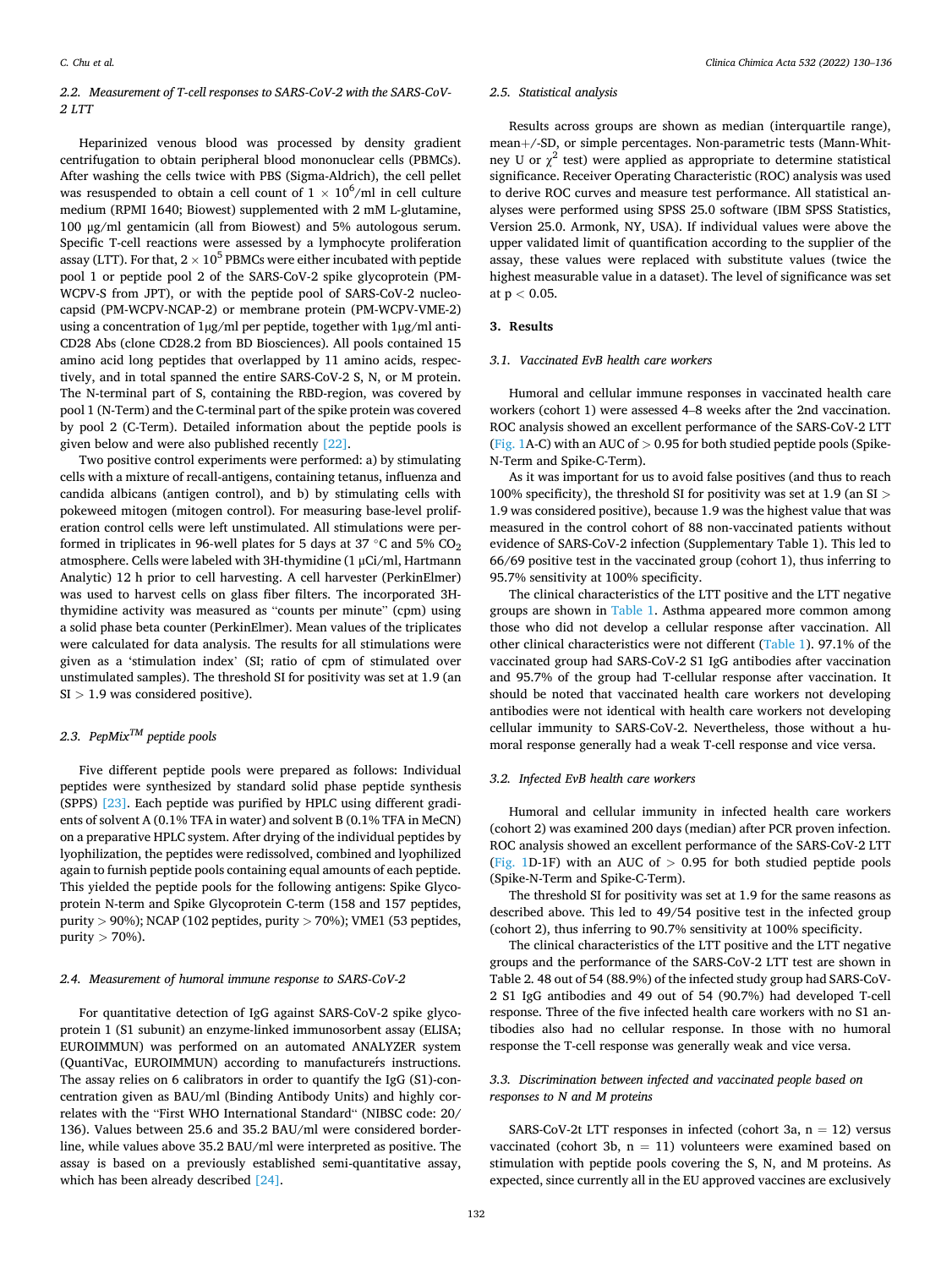### 2.2. Measurement of T-cell responses to SARS-CoV-2 with the SARS-CoV-2 LTT

Heparinized venous blood was processed by density gradient centrifugation to obtain peripheral blood mononuclear cells (PBMCs). After washing the cells twice with PBS (Sigma-Aldrich), the cell pellet was resuspended to obtain a cell count of $1 \times 10^6$/ml in cell culture medium (RPMI 1640; Biowest) supplemented with 2 mM L-glutamine, 100 µg/ml gentamicin (all from Biowest) and 5% autologous serum. Specific T-cell reactions were assessed by a lymphocyte proliferation assay (LTT). For that, $2 \times 10^5$ PBMCs were either incubated with peptide pool 1 or peptide pool 2 of the SARS-CoV-2 spike glycoprotein (PM-WCPV-S from JPT), or with the peptide pool of SARS-CoV-2 nucleocapsid (PM-WCPV-NCAP-2) or membrane protein (PM-WCPV-VME-2) using a concentration of 1µg/ml per peptide, together with 1µg/ml anti-CD28 Abs (clone CD28.2 from BD Biosciences). All pools contained 15 amino acid long peptides that overlapped by 11 amino acids, respectively, and in total spanned the entire SARS-CoV-2 S, N, or M protein. The N-terminal part of S, containing the RBD-region, was covered by pool 1 (N-Term) and the C-terminal part of the spike protein was covered by pool 2 (C-Term). Detailed information about the peptide pools is given below and were also published recently [22].

Two positive control experiments were performed: a) by stimulating cells with a mixture of recall-antigens, containing tetanus, influenza and candida albicans (antigen control), and b) by stimulating cells with pokeweed mitogen (mitogen control). For measuring base-level proliferation control cells were left unstimulated. All stimulations were performed in triplicates in 96-well plates for 5 days at 37 °C and 5% $CO_2$ atmosphere. Cells were labeled with 3H-thymidine (1 µCi/ml, Hartmann Analytic) 12 h prior to cell harvesting. A cell harvester (PerkinElmer) was used to harvest cells on glass fiber filters. The incorporated 3H-thymidine activity was measured as "counts per minute" (cpm) using a solid phase beta counter (PerkinElmer). Mean values of the triplicates were calculated for data analysis. The results for all stimulations were given as a 'stimulation index' (SI; ratio of cpm of stimulated over unstimulated samples). The threshold SI for positivity was set at 1.9 (an SI > 1.9 was considered positive).

### 2.3. PepMix™ peptide pools

Five different peptide pools were prepared as follows: Individual peptides were synthesized by standard solid phase peptide synthesis (SPPS) [23]. Each peptide was purified by HPLC using different gradients of solvent A (0.1% TFA in water) and solvent B (0.1% TFA in MeCN) on a preparative HPLC system. After drying of the individual peptides by lyophilization, the peptides were redissolved, combined and lyophilized again to furnish peptide pools containing equal amounts of each peptide. This yielded the peptide pools for the following antigens: Spike Glycoprotein N-term and Spike Glycoprotein C-term (158 and 157 peptides, purity > 90%); NCAP (102 peptides, purity > 70%); VME1 (53 peptides, purity > 70%).

### 2.4. Measurement of humoral immune response to SARS-CoV-2

For quantitative detection of IgG against SARS-CoV-2 spike glycoprotein 1 (S1 subunit) an enzyme-linked immunosorbent assay (ELISA; EUROIMMUN) was performed on an automated ANALYZER system (QuantiVac, EUROIMMUN) according to manufacturer's instructions. The assay relies on 6 calibrators in order to quantify the IgG (S1)-concentration given as BAU/ml (Binding Antibody Units) and highly correlates with the "First WHO International Standard" (NIBSC code: 20/136). Values between 25.6 and 35.2 BAU/ml were considered borderline, while values above 35.2 BAU/ml were interpreted as positive. The assay is based on a previously established semi-quantitative assay, which has been already described [24].

### 2.5. Statistical analysis

Results across groups are shown as median (interquartile range), mean+/-SD, or simple percentages. Non-parametric tests (Mann-Whitney U or $\chi^2$ test) were applied as appropriate to determine statistical significance. Receiver Operating Characteristic (ROC) analysis was used to derive ROC curves and measure test performance. All statistical analyses were performed using SPSS 25.0 software (IBM SPSS Statistics, Version 25.0. Armonk, NY, USA). If individual values were above the upper validated limit of quantification according to the supplier of the assay, these values were replaced with substitute values (twice the highest measurable value in a dataset). The level of significance was set at $p < 0.05$.

## 3. Results

### 3.1. Vaccinated EvB health care workers

Humoral and cellular immune responses in vaccinated health care workers (cohort 1) were assessed 4–8 weeks after the 2nd vaccination. ROC analysis showed an excellent performance of the SARS-CoV-2 LTT (Fig. 1A-C) with an AUC of > 0.95 for both studied peptide pools (Spike-N-Term and Spike-C-Term).

As it was important for us to avoid false positives (and thus to reach 100% specificity), the threshold SI for positivity was set at 1.9 (an SI > 1.9 was considered positive), because 1.9 was the highest value that was measured in the control cohort of 88 non-vaccinated patients without evidence of SARS-CoV-2 infection (Supplementary Table 1). This led to 66/69 positive test in the vaccinated group (cohort 1), thus inferring to 95.7% sensitivity at 100% specificity.

The clinical characteristics of the LTT positive and the LTT negative groups are shown in Table 1. Asthma appeared more common among those who did not develop a cellular response after vaccination. All other clinical characteristics were not different (Table 1). 97.1% of the vaccinated group had SARS-CoV-2 S1 IgG antibodies after vaccination and 95.7% of the group had T-cellular response after vaccination. It should be noted that vaccinated health care workers not developing antibodies were not identical with health care workers not developing cellular immunity to SARS-CoV-2. Nevertheless, those without a humoral response generally had a weak T-cell response and vice versa.

### 3.2. Infected EvB health care workers

Humoral and cellular immunity in infected health care workers (cohort 2) was examined 200 days (median) after PCR proven infection. ROC analysis showed an excellent performance of the SARS-CoV-2 LTT (Fig. 1D-1F) with an AUC of > 0.95 for both studied peptide pools (Spike-N-Term and Spike-C-Term).

The threshold SI for positivity was set at 1.9 for the same reasons as described above. This led to 49/54 positive test in the infected group (cohort 2), thus inferring to 90.7% sensitivity at 100% specificity.

The clinical characteristics of the LTT positive and the LTT negative groups and the performance of the SARS-CoV-2 LTT test are shown in Table 2. 48 out of 54 (88.9%) of the infected study group had SARS-CoV-2 S1 IgG antibodies and 49 out of 54 (90.7%) had developed T-cell response. Three of the five infected health care workers with no S1 antibodies also had no cellular response. In those with no humoral response the T-cell response was generally weak and vice versa.

### 3.3. Discrimination between infected and vaccinated people based on responses to N and M proteins

SARS-CoV-2t LTT responses in infected (cohort 3a, n = 12) versus vaccinated (cohort 3b, n = 11) volunteers were examined based on stimulation with peptide pools covering the S, N, and M proteins. As expected, since currently all in the EU approved vaccines are exclusively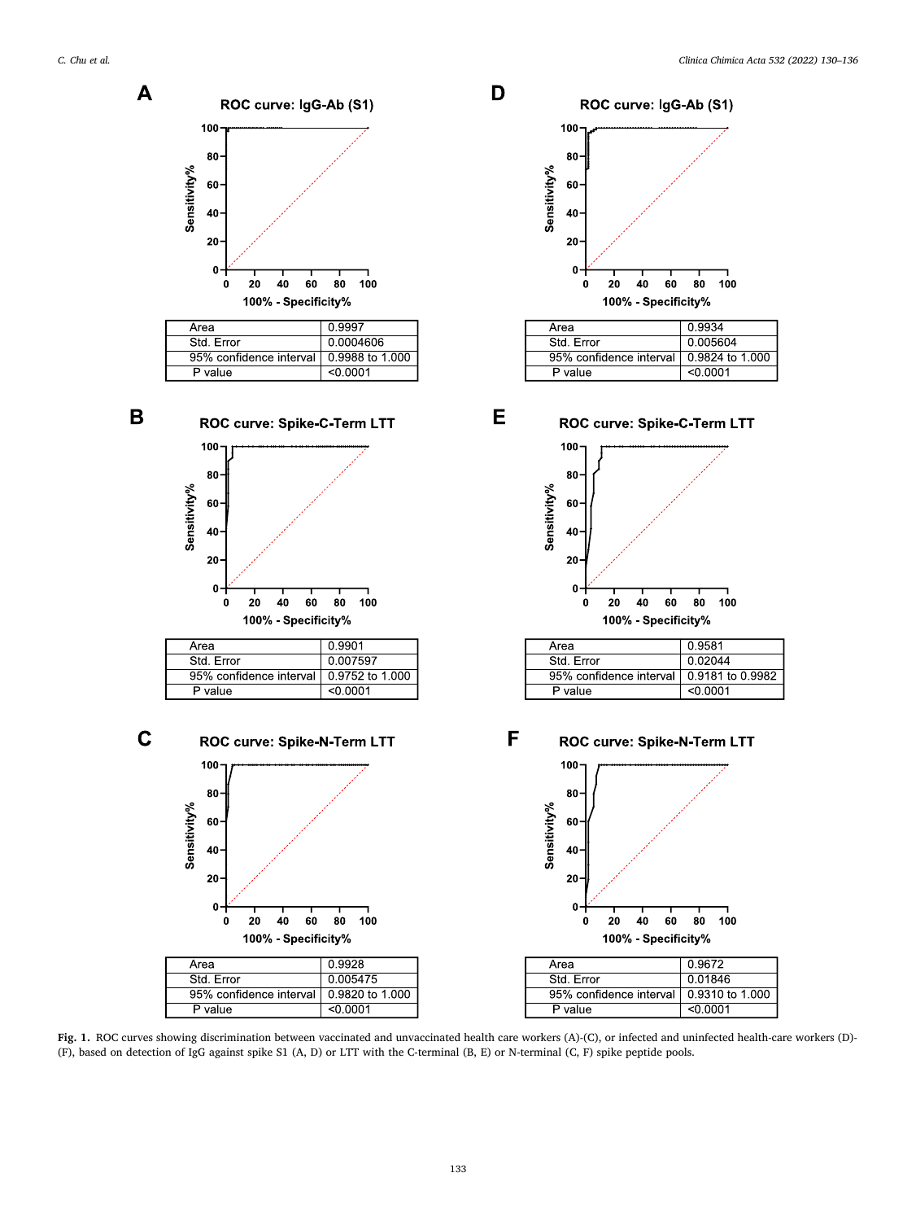**A** ROC curve: IgG-Ab (S1)

| Area | 0.9997 |
|---|---|
| Std. Error | 0.0004606 |
| 95% confidence interval | 0.9988 to 1.000 |
| P value | <0.0001 |

**B** ROC curve: Spike-C-Term LTT

| Area | 0.9901 |
|---|---|
| Std. Error | 0.007597 |
| 95% confidence interval | 0.9752 to 1.000 |
| P value | <0.0001 |

**C** ROC curve: Spike-N-Term LTT

| Area | 0.9928 |
|---|---|
| Std. Error | 0.005475 |
| 95% confidence interval | 0.9820 to 1.000 |
| P value | <0.0001 |

**D** ROC curve: IgG-Ab (S1)

| Area | 0.9934 |
|---|---|
| Std. Error | 0.005604 |
| 95% confidence interval | 0.9824 to 1.000 |
| P value | <0.0001 |

**E** ROC curve: Spike-C-Term LTT

| Area | 0.9581 |
|---|---|
| Std. Error | 0.02044 |
| 95% confidence interval | 0.9181 to 0.9982 |
| P value | <0.0001 |

**F** ROC curve: Spike-N-Term LTT

| Area | 0.9672 |
|---|---|
| Std. Error | 0.01846 |
| 95% confidence interval | 0.9310 to 1.000 |
| P value | <0.0001 |

**Fig. 1.** ROC curves showing discrimination between vaccinated and unvaccinated health care workers (A)-(C), or infected and uninfected health-care workers (D)-(F), based on detection of IgG against spike S1 (A, D) or LTT with the C-terminal (B, E) or N-terminal (C, F) spike peptide pools.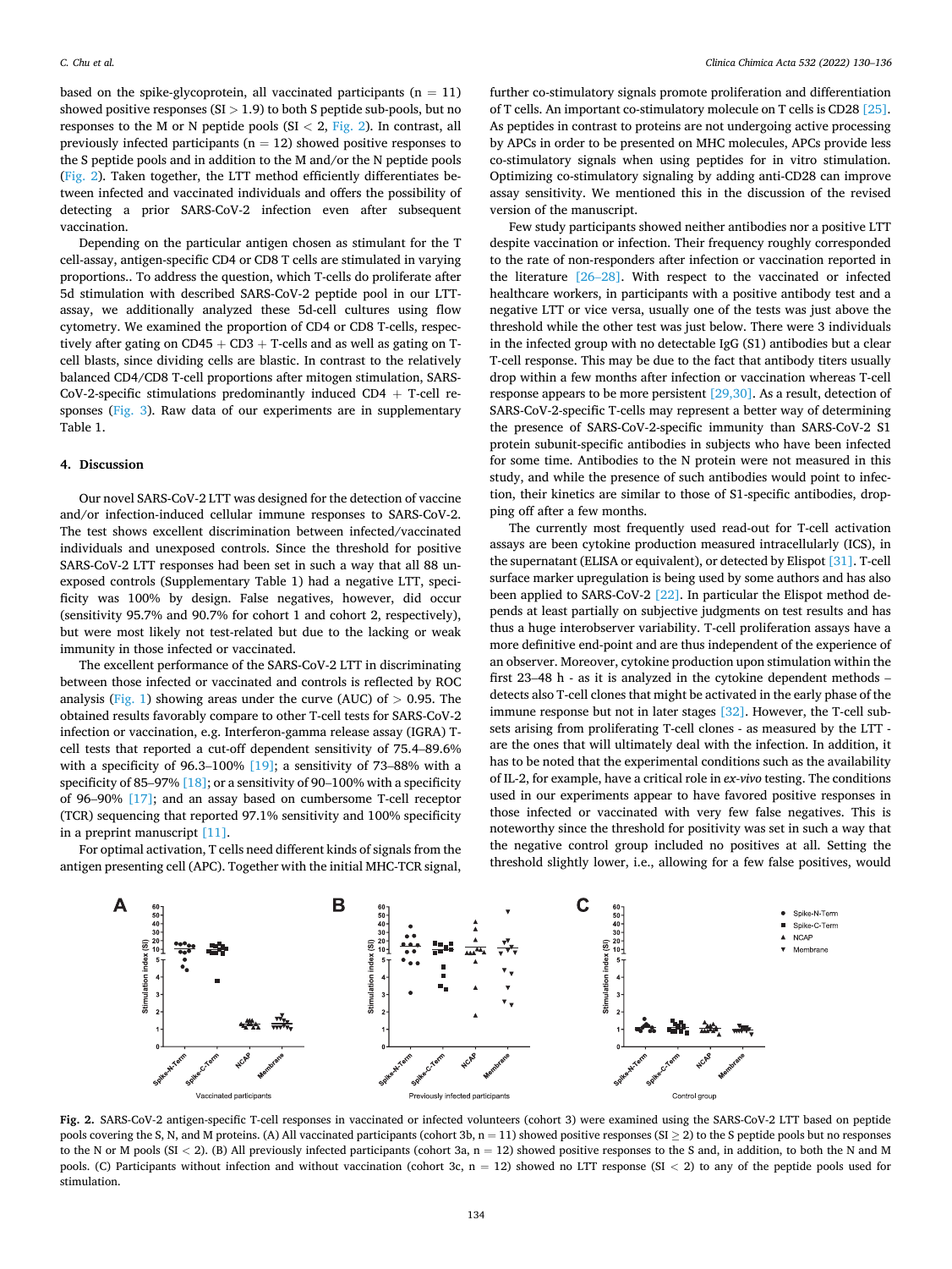based on the spike-glycoprotein, all vaccinated participants (n = 11) showed positive responses (SI > 1.9) to both S peptide sub-pools, but no responses to the M or N peptide pools (SI < 2, Fig. 2). In contrast, all previously infected participants (n = 12) showed positive responses to the S peptide pools and in addition to the M and/or the N peptide pools (Fig. 2). Taken together, the LTT method efficiently differentiates between infected and vaccinated individuals and offers the possibility of detecting a prior SARS-CoV-2 infection even after subsequent vaccination.

Depending on the particular antigen chosen as stimulant for the T cell-assay, antigen-specific CD4 or CD8 T cells are stimulated in varying proportions.. To address the question, which T-cells do proliferate after 5d stimulation with described SARS-CoV-2 peptide pool in our LTT-assay, we additionally analyzed these 5d-cell cultures using flow cytometry. We examined the proportion of CD4 or CD8 T-cells, respectively after gating on CD45 + CD3 + T-cells and as well as gating on T-cell blasts, since dividing cells are blastic. In contrast to the relatively balanced CD4/CD8 T-cell proportions after mitogen stimulation, SARS-CoV-2-specific stimulations predominantly induced CD4 + T-cell responses (Fig. 3). Raw data of our experiments are in supplementary Table 1.

## 4. Discussion

Our novel SARS-CoV-2 LTT was designed for the detection of vaccine and/or infection-induced cellular immune responses to SARS-CoV-2. The test shows excellent discrimination between infected/vaccinated individuals and unexposed controls. Since the threshold for positive SARS-CoV-2 LTT responses had been set in such a way that all 88 unexposed controls (Supplementary Table 1) had a negative LTT, specificity was 100% by design. False negatives, however, did occur (sensitivity 95.7% and 90.7% for cohort 1 and cohort 2, respectively), but were most likely not test-related but due to the lacking or weak immunity in those infected or vaccinated.

The excellent performance of the SARS-CoV-2 LTT in discriminating between those infected or vaccinated and controls is reflected by ROC analysis (Fig. 1) showing areas under the curve (AUC) of > 0.95. The obtained results favorably compare to other T-cell tests for SARS-CoV-2 infection or vaccination, e.g. Interferon-gamma release assay (IGRA) T-cell tests that reported a cut-off dependent sensitivity of 75.4–89.6% with a specificity of 96.3–100% [19]; a sensitivity of 73–88% with a specificity of 85–97% [18]; or a sensitivity of 90–100% with a specificity of 96–90% [17]; and an assay based on cumbersome T-cell receptor (TCR) sequencing that reported 97.1% sensitivity and 100% specificity in a preprint manuscript [11].

For optimal activation, T cells need different kinds of signals from the antigen presenting cell (APC). Together with the initial MHC-TCR signal, further co-stimulatory signals promote proliferation and differentiation of T cells. An important co-stimulatory molecule on T cells is CD28 [25]. As peptides in contrast to proteins are not undergoing active processing by APCs in order to be presented on MHC molecules, APCs provide less co-stimulatory signals when using peptides for in vitro stimulation. Optimizing co-stimulatory signaling by adding anti-CD28 can improve assay sensitivity. We mentioned this in the discussion of the revised version of the manuscript.

Few study participants showed neither antibodies nor a positive LTT despite vaccination or infection. Their frequency roughly corresponded to the rate of non-responders after infection or vaccination reported in the literature [26–28]. With respect to the vaccinated or infected healthcare workers, in participants with a positive antibody test and a negative LTT or vice versa, usually one of the tests was just above the threshold while the other test was just below. There were 3 individuals in the infected group with no detectable IgG (S1) antibodies but a clear T-cell response. This may be due to the fact that antibody titers usually drop within a few months after infection or vaccination whereas T-cell response appears to be more persistent [29,30]. As a result, detection of SARS-CoV-2-specific T-cells may represent a better way of determining the presence of SARS-CoV-2-specific immunity than SARS-CoV-2 S1 protein subunit-specific antibodies in subjects who have been infected for some time. Antibodies to the N protein were not measured in this study, and while the presence of such antibodies would point to infection, their kinetics are similar to those of S1-specific antibodies, dropping off after a few months.

The currently most frequently used read-out for T-cell activation assays are been cytokine production measured intracellularly (ICS), in the supernatant (ELISA or equivalent), or detected by Elispot [31]. T-cell surface marker upregulation is being used by some authors and has also been applied to SARS-CoV-2 [22]. In particular the Elispot method depends at least partially on subjective judgments on test results and has thus a huge interobserver variability. T-cell proliferation assays have a more definitive end-point and are thus independent of the experience of an observer. Moreover, cytokine production upon stimulation within the first 23–48 h - as it is analyzed in the cytokine dependent methods – detects also T-cell clones that might be activated in the early phase of the immune response but not in later stages [32]. However, the T-cell subsets arising from proliferating T-cell clones - as measured by the LTT - are the ones that will ultimately deal with the infection. In addition, it has to be noted that the experimental conditions such as the availability of IL-2, for example, have a critical role in *ex-vivo* testing. The conditions used in our experiments appear to have favored positive responses in those infected or vaccinated with very few false negatives. This is noteworthy since the threshold for positivity was set in such a way that the negative control group included no positives at all. Setting the threshold slightly lower, i.e., allowing for a few false positives, would

**Fig. 2.** SARS-CoV-2 antigen-specific T-cell responses in vaccinated or infected volunteers (cohort 3) were examined using the SARS-CoV-2 LTT based on peptide pools covering the S, N, and M proteins. (A) All vaccinated participants (cohort 3b, n = 11) showed positive responses (SI ≥ 2) to the S peptide pools but no responses to the N or M pools (SI < 2). (B) All previously infected participants (cohort 3a, n = 12) showed positive responses to the S and, in addition, to both the N and M pools. (C) Participants without infection and without vaccination (cohort 3c, n = 12) showed no LTT response (SI < 2) to any of the peptide pools used for stimulation.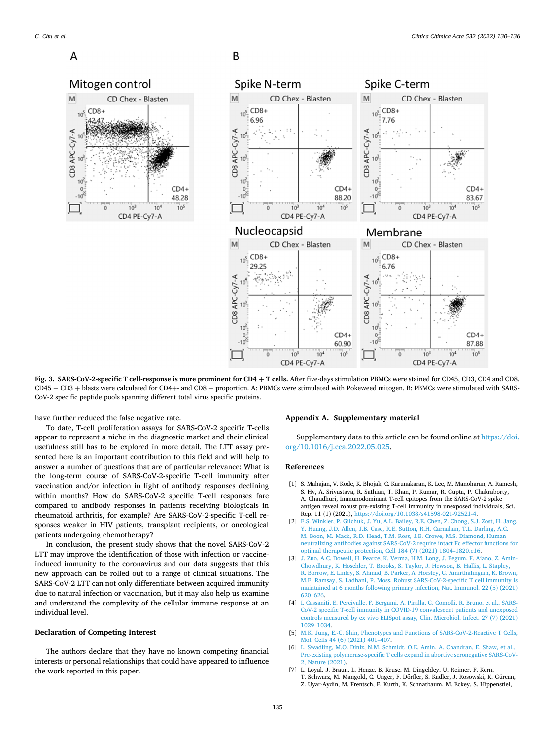**Fig. 3. SARS-CoV-2-specific T cell-response is more prominent for CD4 + T cells.** After five-days stimulation PBMCs were stained for CD45, CD3, CD4 and CD8. CD45 + CD3 + blasts were calculated for CD4+- and CD8 + proportion. A: PBMCs were stimulated with Pokeweed mitogen. B: PBMCs were stimulated with SARS-CoV-2 specific peptide pools spanning different total virus specific proteins.

have further reduced the false negative rate.

To date, T-cell proliferation assays for SARS-CoV-2 specific T-cells appear to represent a niche in the diagnostic market and their clinical usefulness still has to be explored in more detail. The LTT assay presented here is an important contribution to this field and will help to answer a number of questions that are of particular relevance: What is the long-term course of SARS-CoV-2-specific T-cell immunity after vaccination and/or infection in light of antibody responses declining within months? How do SARS-CoV-2 specific T-cell responses fare compared to antibody responses in patients receiving biologicals in rheumatoid arthritis, for example? Are SARS-CoV-2-specific T-cell responses weaker in HIV patients, transplant recipients, or oncological patients undergoing chemotherapy?

In conclusion, the present study shows that the novel SARS-CoV-2 LTT may improve the identification of those with infection or vaccine-induced immunity to the coronavirus and our data suggests that this new approach can be rolled out to a range of clinical situations. The SARS-CoV-2 LTT can not only differentiate between acquired immunity due to natural infection or vaccination, but it may also help us examine and understand the complexity of the cellular immune response at an individual level.

## Declaration of Competing Interest

The authors declare that they have no known competing financial interests or personal relationships that could have appeared to influence the work reported in this paper.

## Appendix A. Supplementary material

Supplementary data to this article can be found online at https://doi.org/10.1016/j.cca.2022.05.025.

## References

[1] S. Mahajan, V. Kode, K. Bhojak, C. Karunakaran, K. Lee, M. Manoharan, A. Ramesh, S. Hv, A. Srivastava, R. Sathian, T. Khan, P. Kumar, R. Gupta, P. Chakraborty, A. Chaudhuri, Immunodominant T-cell epitopes from the SARS-CoV-2 spike antigen reveal robust pre-existing T-cell immunity in unexposed individuals, Sci. Rep. 11 (1) (2021), https://doi.org/10.1038/s41598-021-92521-4.

[2] E.S. Winkler, P. Gilchuk, J. Yu, A.L. Bailey, R.E. Chen, Z. Chong, S.J. Zost, H. Jang, Y. Huang, J.D. Allen, J.B. Case, R.E. Sutton, R.H. Carnahan, T.L. Darling, A.C. M. Boon, M. Mack, R.D. Head, T.M. Ross, J.E. Crowe, M.S. Diamond, Human neutralizing antibodies against SARS-CoV-2 require intact Fc effector functions for optimal therapeutic protection, Cell 184 (7) (2021) 1804–1820.e16.

[3] J. Zuo, A.C. Dowell, H. Pearce, K. Verma, H.M. Long, J. Begum, F. Aiano, Z. Amin-Chowdhury, K. Hoschler, T. Brooks, S. Taylor, J. Hewson, B. Hallis, L. Stapley, R. Borrow, E. Linley, S. Ahmad, B. Parker, A. Horsley, G. Amirthalingam, K. Brown, M.E. Ramsay, S. Ladhani, P. Moss, Robust SARS-CoV-2-specific T cell immunity is maintained at 6 months following primary infection, Nat. Immunol. 22 (5) (2021) 620–626.

[4] I. Cassaniti, E. Percivalle, F. Bergami, A. Piralla, G. Comolli, R. Bruno, et al., SARS-CoV-2 specific T-cell immunity in COVID-19 convalescent patients and unexposed controls measured by ex vivo ELISpot assay, Clin. Microbiol. Infect. 27 (7) (2021) 1029–1034.

[5] M.K. Jung, E.-C. Shin, Phenotypes and Functions of SARS-CoV-2-Reactive T Cells, Mol. Cells 44 (6) (2021) 401–407.

[6] L. Swadling, M.O. Diniz, N.M. Schmidt, O.E. Amin, A. Chandran, E. Shaw, et al., Pre-existing polymerase-specific T cells expand in abortive seronegative SARS-CoV-2, Nature (2021).

[7] L. Loyal, J. Braun, L. Henze, B. Kruse, M. Dingeldey, U. Reimer, F. Kern, T. Schwarz, M. Mangold, C. Unger, F. Dörfler, S. Kadler, J. Rosowski, K. Gürcan, Z. Uyar-Aydin, M. Frentsch, F. Kurth, K. Schnatbaum, M. Eckey, S. Hippenstiel,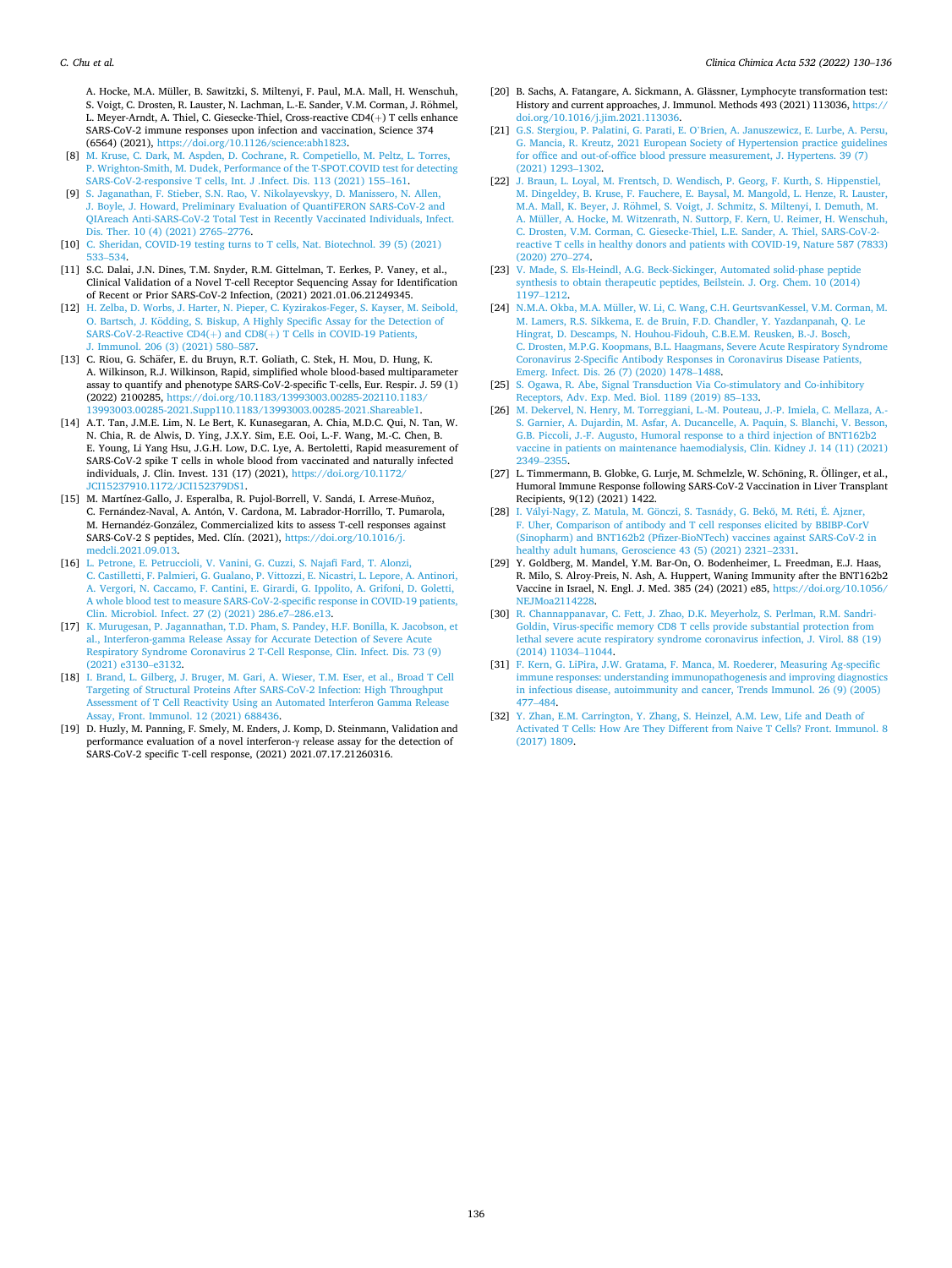A. Hocke, M.A. Müller, B. Sawitzki, S. Miltenyi, F. Paul, M.A. Mall, H. Wenschuh, S. Voigt, C. Drosten, R. Lauster, N. Lachman, L.-E. Sander, V.M. Corman, J. Röhmel, L. Meyer-Arndt, A. Thiel, C. Giesecke-Thiel, Cross-reactive CD4(+) T cells enhance SARS-CoV-2 immune responses upon infection and vaccination, Science 374 (6564) (2021), https://doi.org/10.1126/science:abh1823.

[8] M. Kruse, C. Dark, M. Aspden, D. Cochrane, R. Competiello, M. Peltz, L. Torres, P. Wrighton-Smith, M. Dudek, Performance of the T-SPOT.COVID test for detecting SARS-CoV-2-responsive T cells, Int. J .Infect. Dis. 113 (2021) 155–161.

[9] S. Jaganathan, F. Stieber, S.N. Rao, V. Nikolayevskyy, D. Manissero, N. Allen, J. Boyle, J. Howard, Preliminary Evaluation of QuantiFERON SARS-CoV-2 and QIAreach Anti-SARS-CoV-2 Total Test in Recently Vaccinated Individuals, Infect. Dis. Ther. 10 (4) (2021) 2765–2776.

[10] C. Sheridan, COVID-19 testing turns to T cells, Nat. Biotechnol. 39 (5) (2021) 533–534.

[11] S.C. Dalai, J.N. Dines, T.M. Snyder, R.M. Gittelman, T. Eerkes, P. Vaney, et al., Clinical Validation of a Novel T-cell Receptor Sequencing Assay for Identification of Recent or Prior SARS-CoV-2 Infection, (2021) 2021.01.06.21249345.

[12] H. Zelba, D. Worbs, J. Harter, N. Pieper, C. Kyzirakos-Feger, S. Kayser, M. Seibold, O. Bartsch, J. Ködding, S. Biskup, A Highly Specific Assay for the Detection of SARS-CoV-2-Reactive CD4(+) and CD8(+) T Cells in COVID-19 Patients, J. Immunol. 206 (3) (2021) 580–587.

[13] C. Riou, G. Schäfer, E. du Bruyn, R.T. Goliath, C. Stek, H. Mou, D. Hung, K. A. Wilkinson, R.J. Wilkinson, Rapid, simplified whole blood-based multiparameter assay to quantify and phenotype SARS-CoV-2-specific T-cells, Eur. Respir. J. 59 (1) (2022) 2100285, https://doi.org/10.1183/13993003.00285-202110.1183/13993003.00285-2021.Supp110.1183/13993003.00285-2021.Shareable1.

[14] A.T. Tan, J.M.E. Lim, N. Le Bert, K. Kunasegaran, A. Chia, M.D.C. Qui, N. Tan, W. N. Chia, R. de Alwis, D. Ying, J.X.Y. Sim, E.E. Ooi, L.-F. Wang, M.-C. Chen, B. E. Young, Li Yang Hsu, J.G.H. Low, D.C. Lye, A. Bertoletti, Rapid measurement of SARS-CoV-2 spike T cells in whole blood from vaccinated and naturally infected individuals, J. Clin. Invest. 131 (17) (2021), https://doi.org/10.1172/JCI15237910.1172/JCI152379DS1.

[15] M. Martínez-Gallo, J. Esperalba, R. Pujol-Borrell, V. Sandá, I. Arrese-Muñoz, C. Fernández-Naval, A. Antón, V. Cardona, M. Labrador-Horrillo, T. Pumarola, M. Hernandéz-González, Commercialized kits to assess T-cell responses against SARS-CoV-2 S peptides, Med. Clín. (2021), https://doi.org/10.1016/j.medcli.2021.09.013.

[16] L. Petrone, E. Petruccioli, V. Vanini, G. Cuzzi, S. Najafi Fard, T. Alonzi, C. Castilletti, F. Palmieri, G. Gualano, P. Vittozzi, E. Nicastri, L. Lepore, A. Antinori, A. Vergori, N. Caccamo, F. Cantini, E. Girardi, G. Ippolito, A. Grifoni, D. Goletti, A whole blood test to measure SARS-CoV-2-specific response in COVID-19 patients, Clin. Microbiol. Infect. 27 (2) (2021) 286.e7–286.e13.

[17] K. Murugesan, P. Jagannathan, T.D. Pham, S. Pandey, H.F. Bonilla, K. Jacobson, et al., Interferon-gamma Release Assay for Accurate Detection of Severe Acute Respiratory Syndrome Coronavirus 2 T-Cell Response, Clin. Infect. Dis. 73 (9) (2021) e3130–e3132.

[18] I. Brand, L. Gilberg, J. Bruger, M. Gari, A. Wieser, T.M. Eser, et al., Broad T Cell Targeting of Structural Proteins After SARS-CoV-2 Infection: High Throughput Assessment of T Cell Reactivity Using an Automated Interferon Gamma Release Assay, Front. Immunol. 12 (2021) 688436.

[19] D. Huzly, M. Panning, F. Smely, M. Enders, J. Komp, D. Steinmann, Validation and performance evaluation of a novel interferon-γ release assay for the detection of SARS-CoV-2 specific T-cell response, (2021) 2021.07.17.21260316.

[20] B. Sachs, A. Fatangare, A. Sickmann, A. Glässner, Lymphocyte transformation test: History and current approaches, J. Immunol. Methods 493 (2021) 113036, https://doi.org/10.1016/j.jim.2021.113036.

[21] G.S. Stergiou, P. Palatini, G. Parati, E. O'Brien, A. Januszewicz, E. Lurbe, A. Persu, G. Mancia, R. Kreutz, 2021 European Society of Hypertension practice guidelines for office and out-of-office blood pressure measurement, J. Hypertens. 39 (7) (2021) 1293–1302.

[22] J. Braun, L. Loyal, M. Frentsch, D. Wendisch, P. Georg, F. Kurth, S. Hippenstiel, M. Dingeldey, B. Kruse, F. Fauchere, E. Baysal, M. Mangold, L. Henze, R. Lauster, M.A. Mall, K. Beyer, J. Röhmel, S. Voigt, J. Schmitz, S. Miltenyi, I. Demuth, M. A. Müller, A. Hocke, M. Witzenrath, N. Suttorp, F. Kern, U. Reimer, H. Wenschuh, C. Drosten, V.M. Corman, C. Giesecke-Thiel, L.E. Sander, A. Thiel, SARS-CoV-2-reactive T cells in healthy donors and patients with COVID-19, Nature 587 (7833) (2020) 270–274.

[23] V. Made, S. Els-Heindl, A.G. Beck-Sickinger, Automated solid-phase peptide synthesis to obtain therapeutic peptides, Beilstein. J. Org. Chem. 10 (2014) 1197–1212.

[24] N.M.A. Okba, M.A. Müller, W. Li, C. Wang, C.H. GeurtsvanKessel, V.M. Corman, M. M. Lamers, R.S. Sikkema, E. de Bruin, F.D. Chandler, Y. Yazdanpanah, Q. Le Hingrat, D. Descamps, N. Houhou-Fidouh, C.B.E.M. Reusken, B.-J. Bosch, C. Drosten, M.P.G. Koopmans, B.L. Haagmans, Severe Acute Respiratory Syndrome Coronavirus 2-Specific Antibody Responses in Coronavirus Disease Patients, Emerg. Infect. Dis. 26 (7) (2020) 1478–1488.

[25] S. Ogawa, R. Abe, Signal Transduction Via Co-stimulatory and Co-inhibitory Receptors, Adv. Exp. Med. Biol. 1189 (2019) 85–133.

[26] M. Dekervel, N. Henry, M. Torreggiani, L.-M. Pouteau, J.-P. Imiela, C. Mellaza, A.-S. Garnier, A. Dujardin, M. Asfar, A. Ducancelle, A. Paquin, S. Blanchi, V. Besson, G.B. Piccoli, J.-F. Augusto, Humoral response to a third injection of BNT162b2 vaccine in patients on maintenance haemodialysis, Clin. Kidney J. 14 (11) (2021) 2349–2355.

[27] L. Timmermann, B. Globke, G. Lurje, M. Schmelzle, W. Schöning, R. Öllinger, et al., Humoral Immune Response following SARS-CoV-2 Vaccination in Liver Transplant Recipients, 9(12) (2021) 1422.

[28] I. Vályi-Nagy, Z. Matula, M. Gönczi, S. Tasnády, G. Bekő, M. Réti, É. Ajzner, F. Uher, Comparison of antibody and T cell responses elicited by BBIBP-CorV (Sinopharm) and BNT162b2 (Pfizer-BioNTech) vaccines against SARS-CoV-2 in healthy adult humans, Geroscience 43 (5) (2021) 2321–2331.

[29] Y. Goldberg, M. Mandel, Y.M. Bar-On, O. Bodenheimer, L. Freedman, E.J. Haas, R. Milo, S. Alroy-Preis, N. Ash, A. Huppert, Waning Immunity after the BNT162b2 Vaccine in Israel, N. Engl. J. Med. 385 (24) (2021) e85, https://doi.org/10.1056/NEJMoa2114228.

[30] R. Channappanavar, C. Fett, J. Zhao, D.K. Meyerholz, S. Perlman, R.M. Sandri-Goldin, Virus-specific memory CD8 T cells provide substantial protection from lethal severe acute respiratory syndrome coronavirus infection, J. Virol. 88 (19) (2014) 11034–11044.

[31] F. Kern, G. LiPira, J.W. Gratama, F. Manca, M. Roederer, Measuring Ag-specific immune responses: understanding immunopathogenesis and improving diagnostics in infectious disease, autoimmunity and cancer, Trends Immunol. 26 (9) (2005) 477–484.

[32] Y. Zhan, E.M. Carrington, Y. Zhang, S. Heinzel, A.M. Lew, Life and Death of Activated T Cells: How Are They Different from Naive T Cells? Front. Immunol. 8 (2017) 1809.